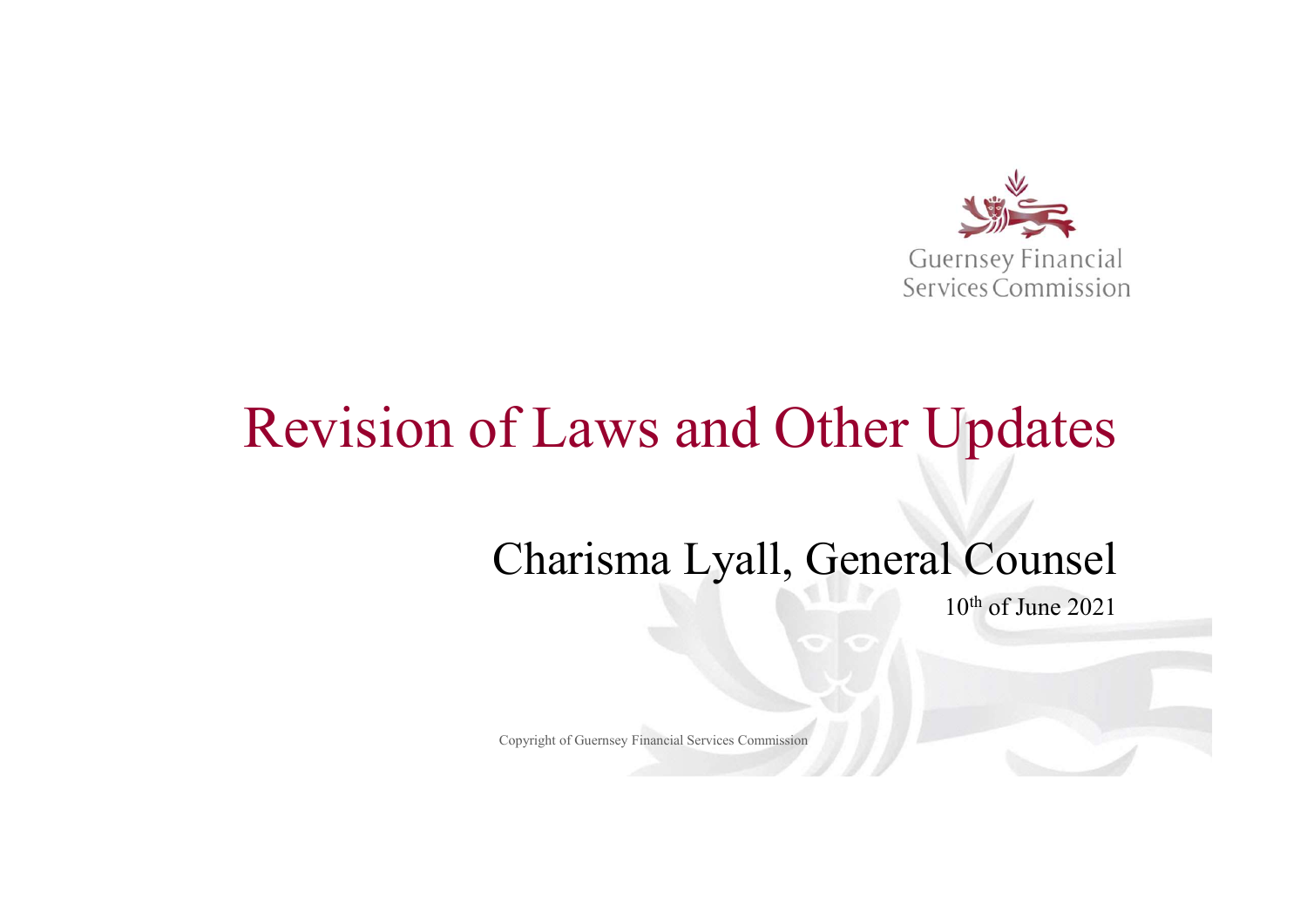Guernsey Financial Services Commission

# Revision of Laws and Other Updates

## Charisma Lyall, General Counsel

10th of June 2021

Copyright of Guernsey Financial Services Commission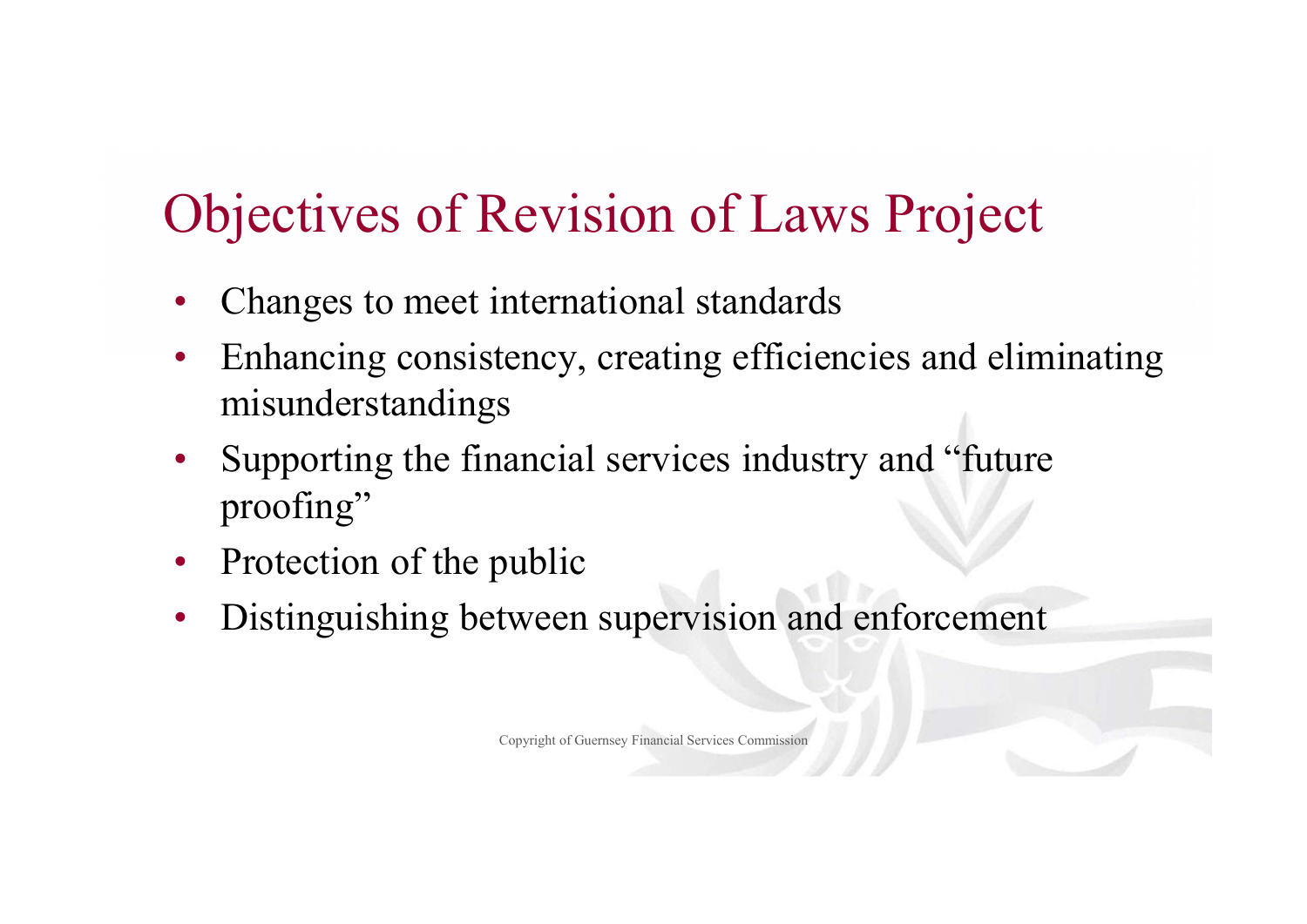# Objectives of Revision of Laws Project

- Changes to meet international standards
- Enhancing consistency, creating efficiencies and eliminating misunderstandings
- Supporting the financial services industry and "future proofing"
- Protection of the public
- Distinguishing between supervision and enforcement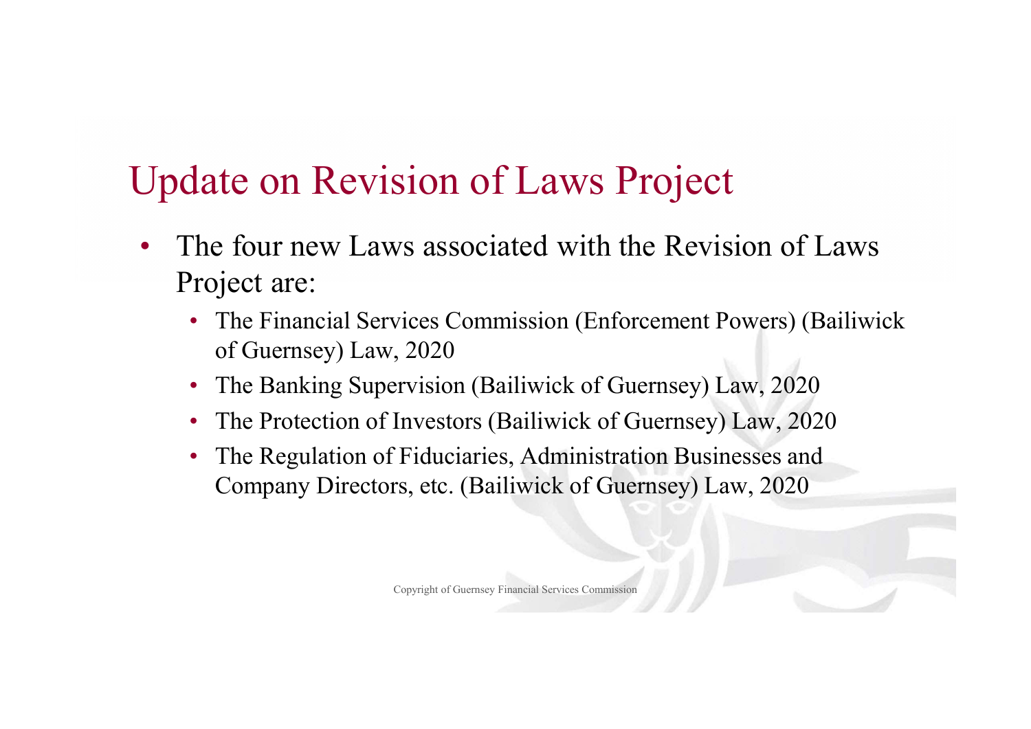## Update on Revision of Laws Project

- The four new Laws associated with the Revision of Laws Project are:
  - The Financial Services Commission (Enforcement Powers) (Bailiwick of Guernsey) Law, 2020
  - The Banking Supervision (Bailiwick of Guernsey) Law, 2020
  - The Protection of Investors (Bailiwick of Guernsey) Law, 2020
  - The Regulation of Fiduciaries, Administration Businesses and Company Directors, etc. (Bailiwick of Guernsey) Law, 2020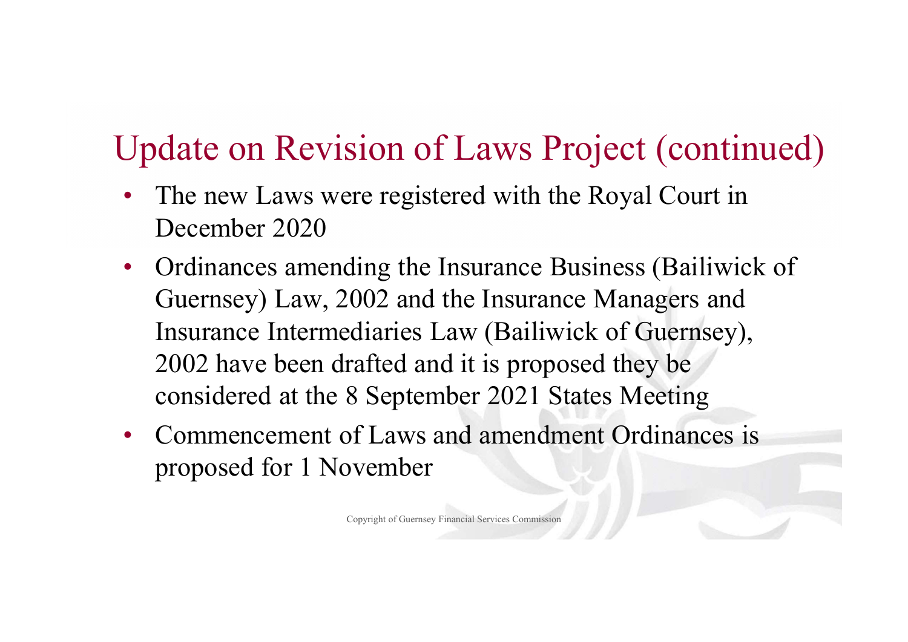## Update on Revision of Laws Project (continued)

- The new Laws were registered with the Royal Court in December 2020
- Ordinances amending the Insurance Business (Bailiwick of Guernsey) Law, 2002 and the Insurance Managers and Insurance Intermediaries Law (Bailiwick of Guernsey), 2002 have been drafted and it is proposed they be considered at the 8 September 2021 States Meeting
- Commencement of Laws and amendment Ordinances is proposed for 1 November

Copyright of Guernsey Financial Services Commission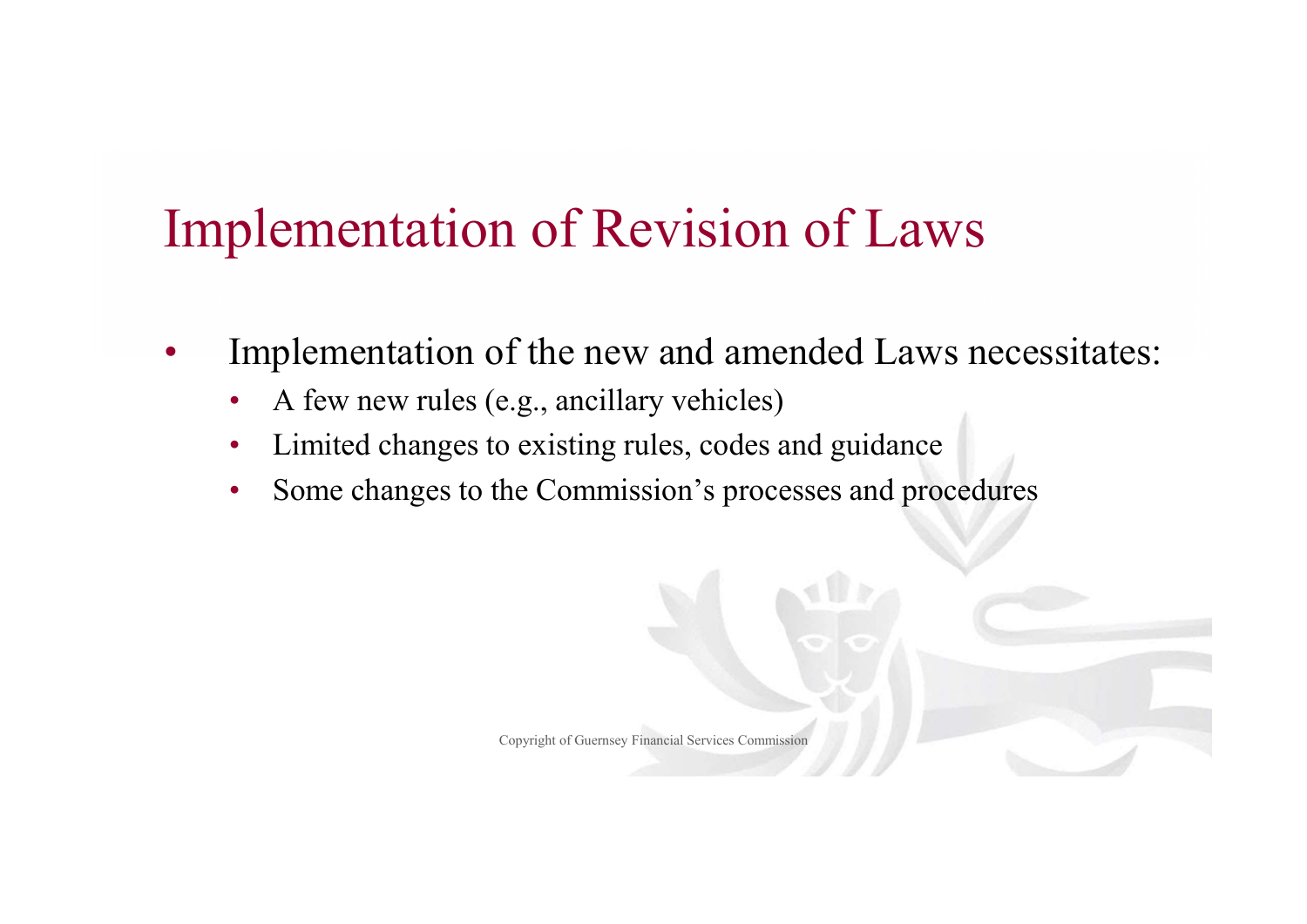# Implementation of Revision of Laws

- Implementation of the new and amended Laws necessitates:
  - A few new rules (e.g., ancillary vehicles)
  - Limited changes to existing rules, codes and guidance
  - Some changes to the Commission's processes and procedures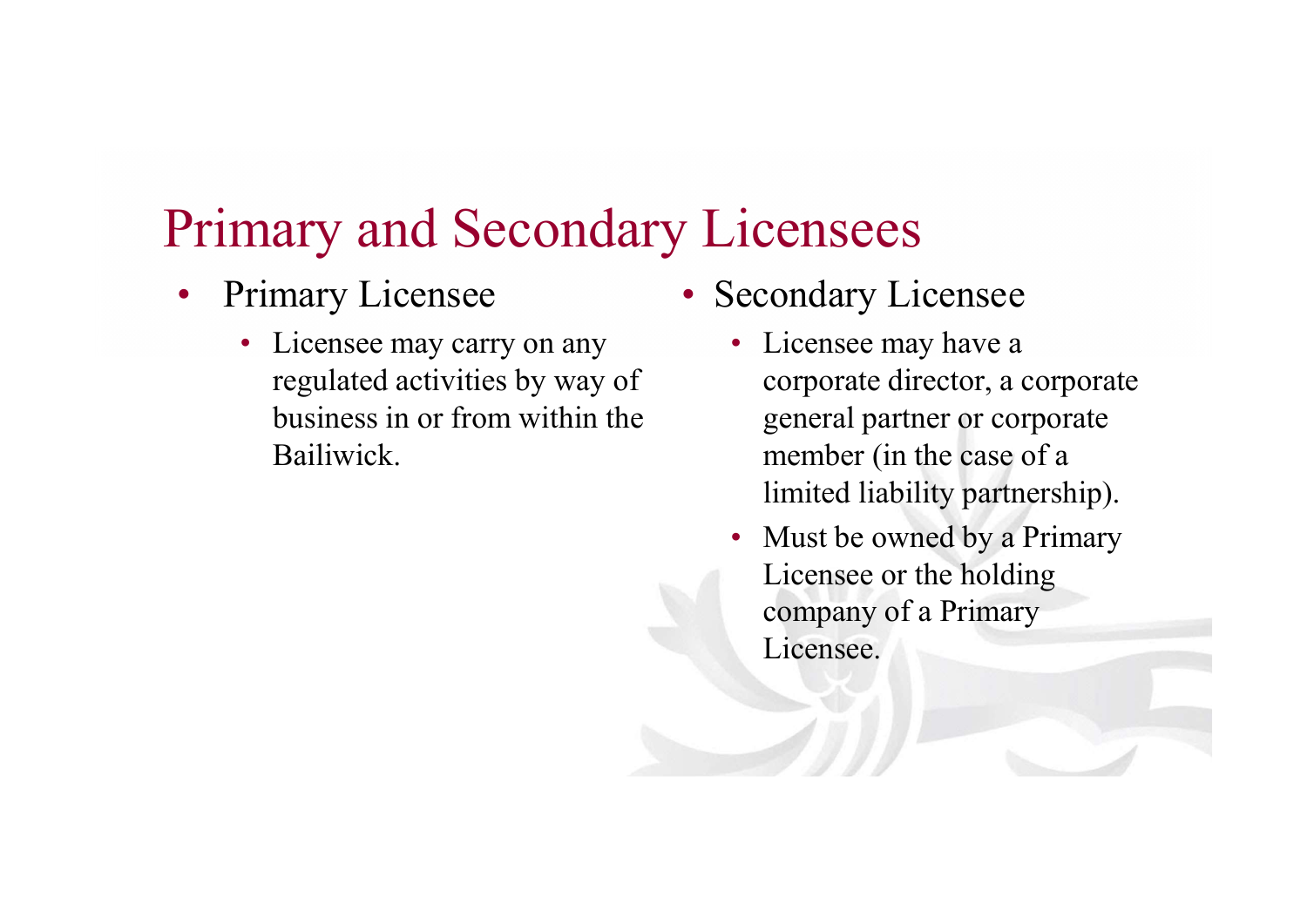# Primary and Secondary Licensees

- Primary Licensee
  - Licensee may carry on any regulated activities by way of business in or from within the Bailiwick.

- Secondary Licensee
  - Licensee may have a corporate director, a corporate general partner or corporate member (in the case of a limited liability partnership).
  - Must be owned by a Primary Licensee or the holding company of a Primary Licensee.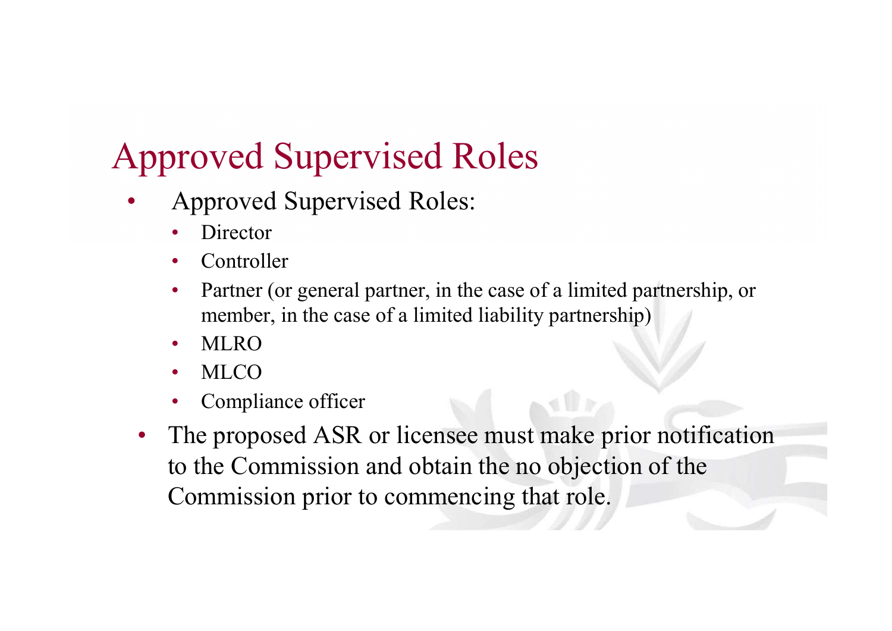# Approved Supervised Roles

- Approved Supervised Roles:
  - Director
  - Controller
  - Partner (or general partner, in the case of a limited partnership, or member, in the case of a limited liability partnership)
  - MLRO
  - MLCO
  - Compliance officer
- The proposed ASR or licensee must make prior notification to the Commission and obtain the no objection of the Commission prior to commencing that role.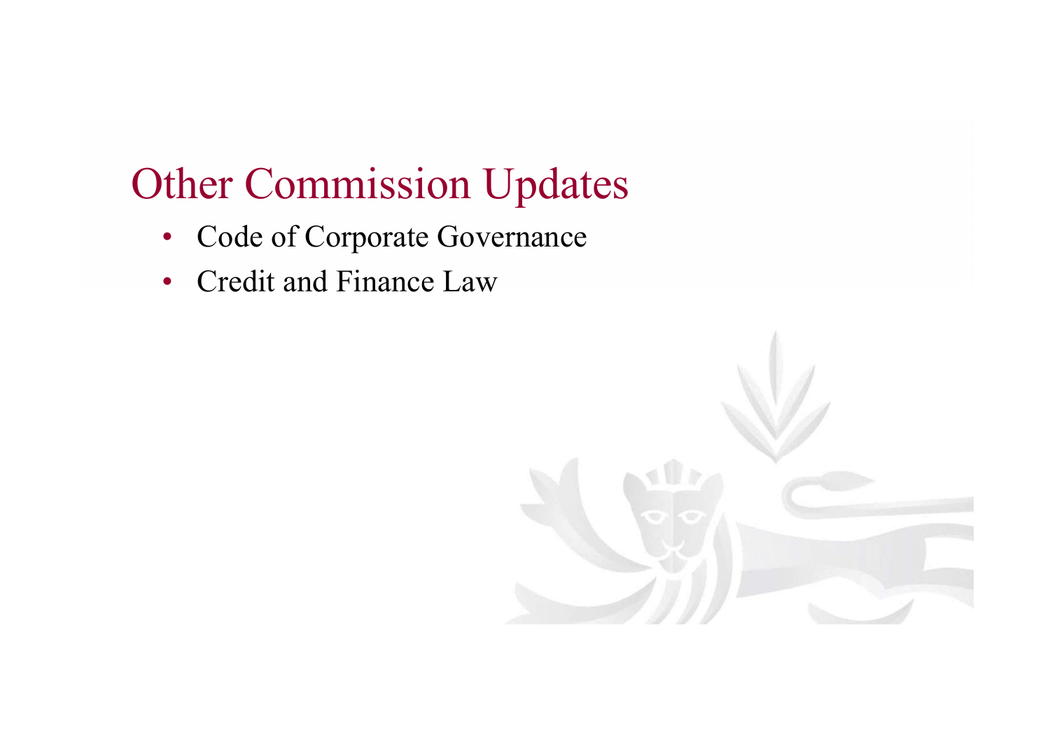# Other Commission Updates

- Code of Corporate Governance
- Credit and Finance Law